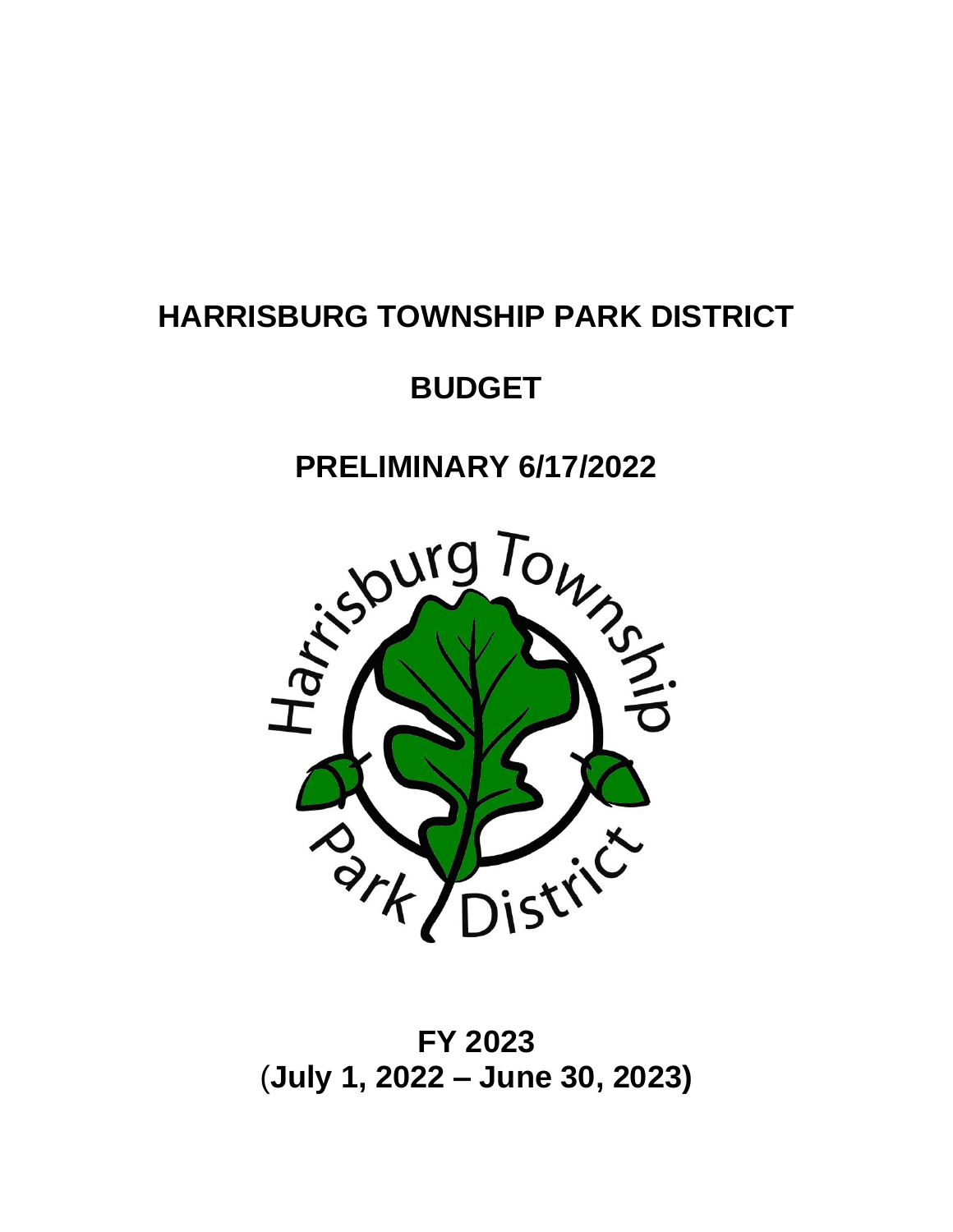# HARRISBURG TOWNSHIP PARK DISTRICT

## BUDGET

## PRELIMINARY 6/17/2022

**FY 2023**
**(July 1, 2022 – June 30, 2023)**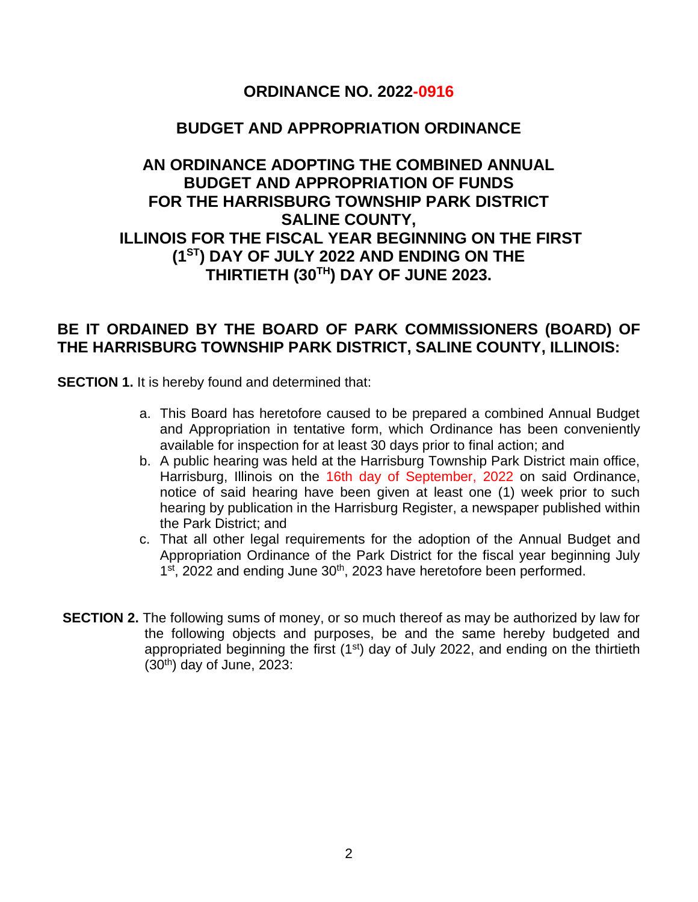# ORDINANCE NO. 2022-0916

## BUDGET AND APPROPRIATION ORDINANCE

## AN ORDINANCE ADOPTING THE COMBINED ANNUAL BUDGET AND APPROPRIATION OF FUNDS FOR THE HARRISBURG TOWNSHIP PARK DISTRICT SALINE COUNTY, ILLINOIS FOR THE FISCAL YEAR BEGINNING ON THE FIRST (1ST) DAY OF JULY 2022 AND ENDING ON THE THIRTIETH (30TH) DAY OF JUNE 2023.

**BE IT ORDAINED BY THE BOARD OF PARK COMMISSIONERS (BOARD) OF THE HARRISBURG TOWNSHIP PARK DISTRICT, SALINE COUNTY, ILLINOIS:**

**SECTION 1.** It is hereby found and determined that:

a. This Board has heretofore caused to be prepared a combined Annual Budget and Appropriation in tentative form, which Ordinance has been conveniently available for inspection for at least 30 days prior to final action; and
b. A public hearing was held at the Harrisburg Township Park District main office, Harrisburg, Illinois on the 16th day of September, 2022 on said Ordinance, notice of said hearing have been given at least one (1) week prior to such hearing by publication in the Harrisburg Register, a newspaper published within the Park District; and
c. That all other legal requirements for the adoption of the Annual Budget and Appropriation Ordinance of the Park District for the fiscal year beginning July 1st, 2022 and ending June 30th, 2023 have heretofore been performed.

**SECTION 2.** The following sums of money, or so much thereof as may be authorized by law for the following objects and purposes, be and the same hereby budgeted and appropriated beginning the first (1st) day of July 2022, and ending on the thirtieth (30th) day of June, 2023: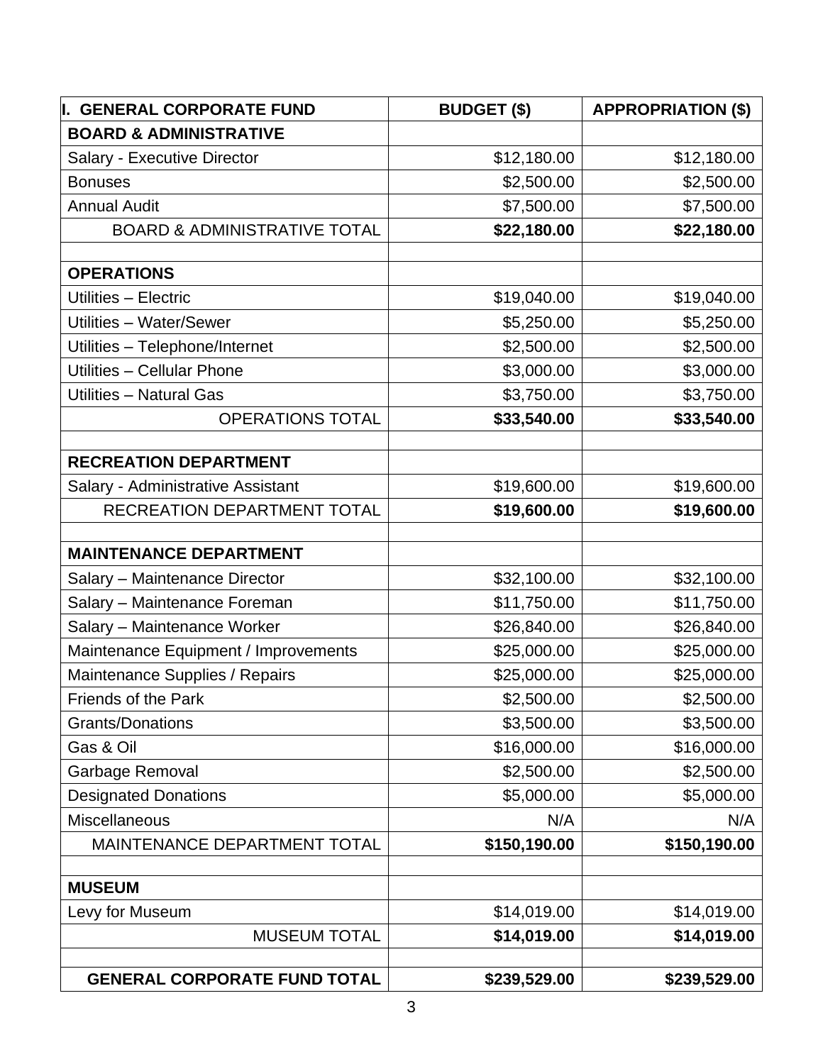| I. GENERAL CORPORATE FUND | BUDGET ($) | APPROPRIATION ($) |
|---|---|---|
| **BOARD & ADMINISTRATIVE** | | |
| Salary - Executive Director | $12,180.00 | $12,180.00 |
| Bonuses | $2,500.00 | $2,500.00 |
| Annual Audit | $7,500.00 | $7,500.00 |
| BOARD & ADMINISTRATIVE TOTAL | **$22,180.00** | **$22,180.00** |
| | | |
| **OPERATIONS** | | |
| Utilities – Electric | $19,040.00 | $19,040.00 |
| Utilities – Water/Sewer | $5,250.00 | $5,250.00 |
| Utilities – Telephone/Internet | $2,500.00 | $2,500.00 |
| Utilities – Cellular Phone | $3,000.00 | $3,000.00 |
| Utilities – Natural Gas | $3,750.00 | $3,750.00 |
| OPERATIONS TOTAL | **$33,540.00** | **$33,540.00** |
| | | |
| **RECREATION DEPARTMENT** | | |
| Salary - Administrative Assistant | $19,600.00 | $19,600.00 |
| RECREATION DEPARTMENT TOTAL | **$19,600.00** | **$19,600.00** |
| | | |
| **MAINTENANCE DEPARTMENT** | | |
| Salary – Maintenance Director | $32,100.00 | $32,100.00 |
| Salary – Maintenance Foreman | $11,750.00 | $11,750.00 |
| Salary – Maintenance Worker | $26,840.00 | $26,840.00 |
| Maintenance Equipment / Improvements | $25,000.00 | $25,000.00 |
| Maintenance Supplies / Repairs | $25,000.00 | $25,000.00 |
| Friends of the Park | $2,500.00 | $2,500.00 |
| Grants/Donations | $3,500.00 | $3,500.00 |
| Gas & Oil | $16,000.00 | $16,000.00 |
| Garbage Removal | $2,500.00 | $2,500.00 |
| Designated Donations | $5,000.00 | $5,000.00 |
| Miscellaneous | N/A | N/A |
| MAINTENANCE DEPARTMENT TOTAL | **$150,190.00** | **$150,190.00** |
| | | |
| **MUSEUM** | | |
| Levy for Museum | $14,019.00 | $14,019.00 |
| MUSEUM TOTAL | **$14,019.00** | **$14,019.00** |
| | | |
| **GENERAL CORPORATE FUND TOTAL** | **$239,529.00** | **$239,529.00** |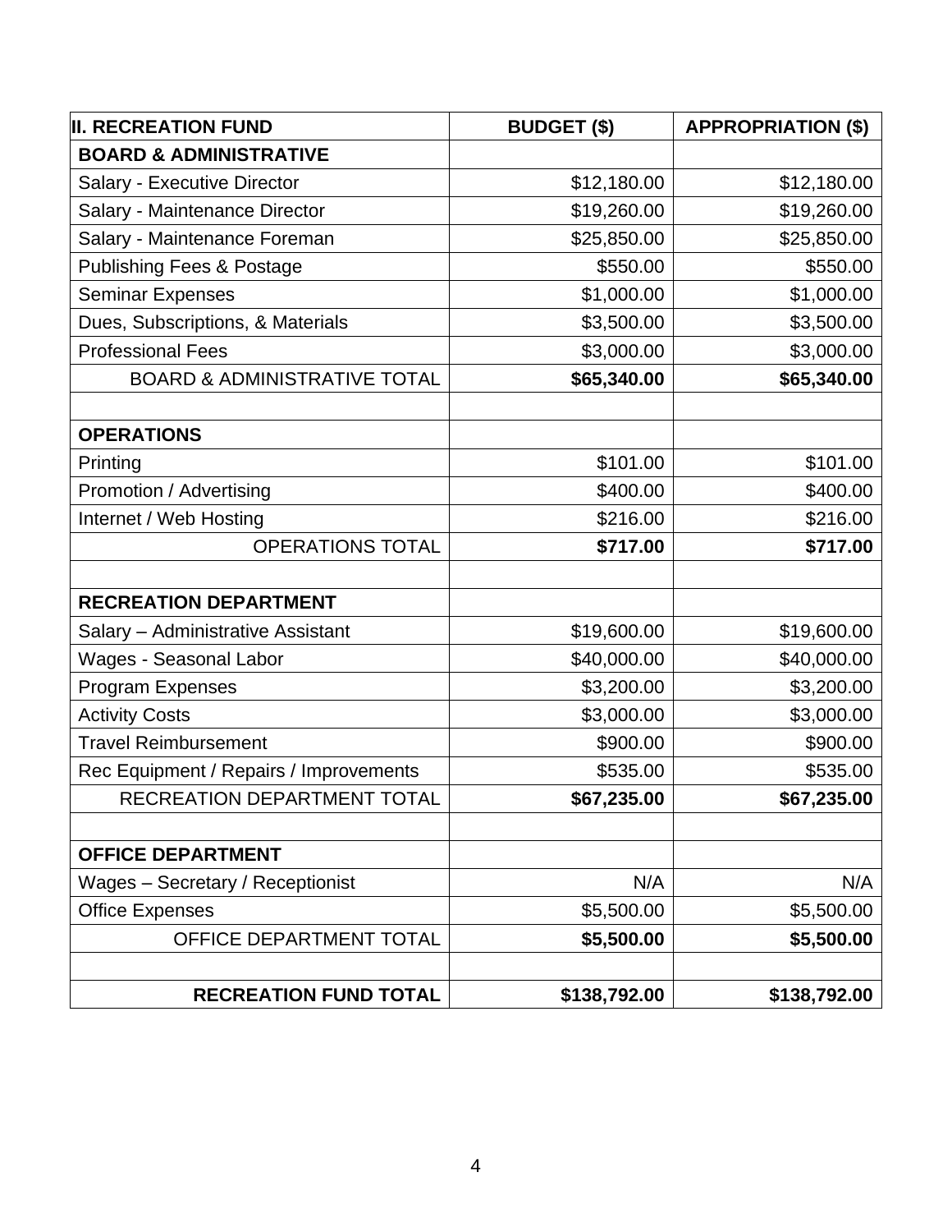| II. RECREATION FUND | BUDGET ($) | APPROPRIATION ($) |
|---|---|---|
| **BOARD & ADMINISTRATIVE** | | |
| Salary - Executive Director | $12,180.00 | $12,180.00 |
| Salary - Maintenance Director | $19,260.00 | $19,260.00 |
| Salary - Maintenance Foreman | $25,850.00 | $25,850.00 |
| Publishing Fees & Postage | $550.00 | $550.00 |
| Seminar Expenses | $1,000.00 | $1,000.00 |
| Dues, Subscriptions, & Materials | $3,500.00 | $3,500.00 |
| Professional Fees | $3,000.00 | $3,000.00 |
| BOARD & ADMINISTRATIVE TOTAL | **$65,340.00** | **$65,340.00** |
| | | |
| **OPERATIONS** | | |
| Printing | $101.00 | $101.00 |
| Promotion / Advertising | $400.00 | $400.00 |
| Internet / Web Hosting | $216.00 | $216.00 |
| OPERATIONS TOTAL | **$717.00** | **$717.00** |
| | | |
| **RECREATION DEPARTMENT** | | |
| Salary – Administrative Assistant | $19,600.00 | $19,600.00 |
| Wages - Seasonal Labor | $40,000.00 | $40,000.00 |
| Program Expenses | $3,200.00 | $3,200.00 |
| Activity Costs | $3,000.00 | $3,000.00 |
| Travel Reimbursement | $900.00 | $900.00 |
| Rec Equipment / Repairs / Improvements | $535.00 | $535.00 |
| RECREATION DEPARTMENT TOTAL | **$67,235.00** | **$67,235.00** |
| | | |
| **OFFICE DEPARTMENT** | | |
| Wages – Secretary / Receptionist | N/A | N/A |
| Office Expenses | $5,500.00 | $5,500.00 |
| OFFICE DEPARTMENT TOTAL | **$5,500.00** | **$5,500.00** |
| | | |
| **RECREATION FUND TOTAL** | **$138,792.00** | **$138,792.00** |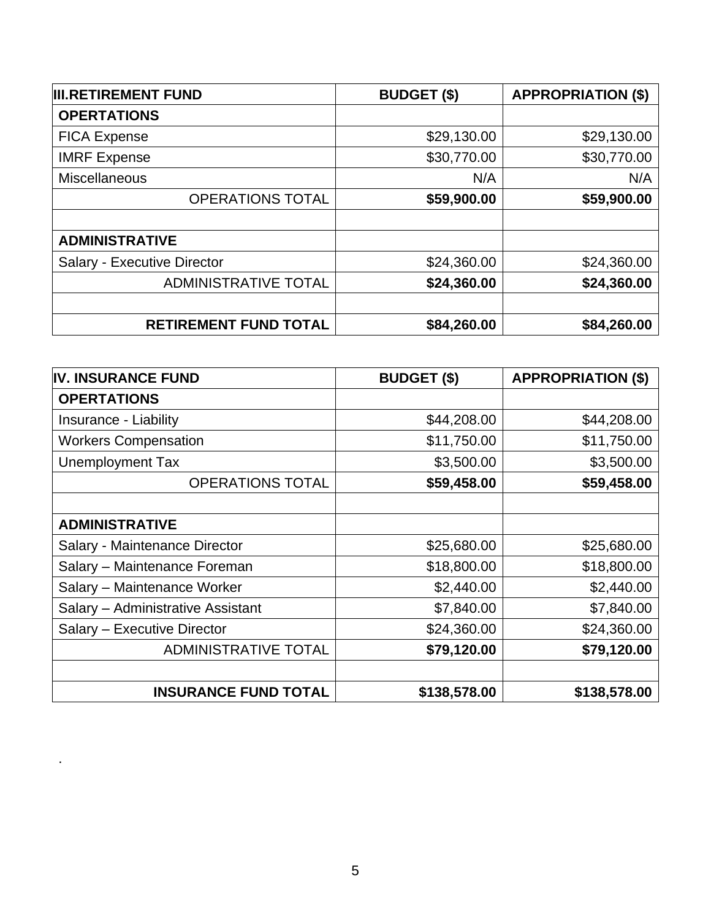| **III.RETIREMENT FUND** | **BUDGET ($)** | **APPROPRIATION ($)** |
|---|---|---|
| **OPERTATIONS** | | |
| FICA Expense | $29,130.00 | $29,130.00 |
| IMRF Expense | $30,770.00 | $30,770.00 |
| Miscellaneous | N/A | N/A |
| OPERATIONS TOTAL | **$59,900.00** | **$59,900.00** |
| | | |
| **ADMINISTRATIVE** | | |
| Salary - Executive Director | $24,360.00 | $24,360.00 |
| ADMINISTRATIVE TOTAL | **$24,360.00** | **$24,360.00** |
| | | |
| **RETIREMENT FUND TOTAL** | **$84,260.00** | **$84,260.00** |

| **IV. INSURANCE FUND** | **BUDGET ($)** | **APPROPRIATION ($)** |
|---|---|---|
| **OPERTATIONS** | | |
| Insurance - Liability | $44,208.00 | $44,208.00 |
| Workers Compensation | $11,750.00 | $11,750.00 |
| Unemployment Tax | $3,500.00 | $3,500.00 |
| OPERATIONS TOTAL | **$59,458.00** | **$59,458.00** |
| | | |
| **ADMINISTRATIVE** | | |
| Salary - Maintenance Director | $25,680.00 | $25,680.00 |
| Salary – Maintenance Foreman | $18,800.00 | $18,800.00 |
| Salary – Maintenance Worker | $2,440.00 | $2,440.00 |
| Salary – Administrative Assistant | $7,840.00 | $7,840.00 |
| Salary – Executive Director | $24,360.00 | $24,360.00 |
| ADMINISTRATIVE TOTAL | **$79,120.00** | **$79,120.00** |
| | | |
| **INSURANCE FUND TOTAL** | **$138,578.00** | **$138,578.00** |

.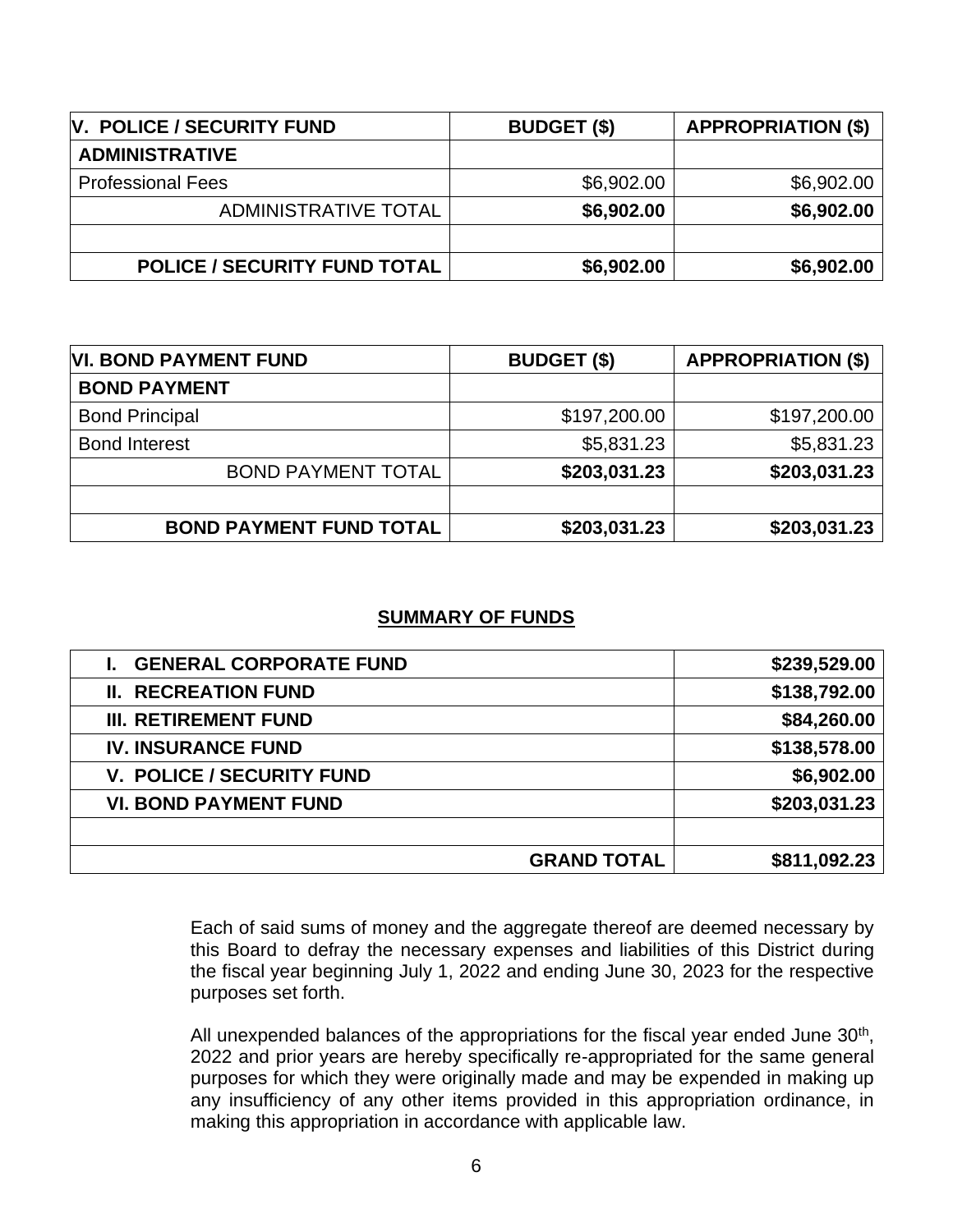| V. POLICE / SECURITY FUND | BUDGET ($) | APPROPRIATION ($) |
|---|---|---|
| **ADMINISTRATIVE** | | |
| Professional Fees | $6,902.00 | $6,902.00 |
| ADMINISTRATIVE TOTAL | **$6,902.00** | **$6,902.00** |
| | | |
| **POLICE / SECURITY FUND TOTAL** | **$6,902.00** | **$6,902.00** |

| VI. BOND PAYMENT FUND | BUDGET ($) | APPROPRIATION ($) |
|---|---|---|
| **BOND PAYMENT** | | |
| Bond Principal | $197,200.00 | $197,200.00 |
| Bond Interest | $5,831.23 | $5,831.23 |
| BOND PAYMENT TOTAL | **$203,031.23** | **$203,031.23** |
| | | |
| **BOND PAYMENT FUND TOTAL** | **$203,031.23** | **$203,031.23** |

## SUMMARY OF FUNDS

| Fund | Amount |
|---|---|
| **I. GENERAL CORPORATE FUND** | **$239,529.00** |
| **II. RECREATION FUND** | **$138,792.00** |
| **III. RETIREMENT FUND** | **$84,260.00** |
| **IV. INSURANCE FUND** | **$138,578.00** |
| **V. POLICE / SECURITY FUND** | **$6,902.00** |
| **VI. BOND PAYMENT FUND** | **$203,031.23** |
| | |
| **GRAND TOTAL** | **$811,092.23** |

Each of said sums of money and the aggregate thereof are deemed necessary by this Board to defray the necessary expenses and liabilities of this District during the fiscal year beginning July 1, 2022 and ending June 30, 2023 for the respective purposes set forth.

All unexpended balances of the appropriations for the fiscal year ended June 30th, 2022 and prior years are hereby specifically re-appropriated for the same general purposes for which they were originally made and may be expended in making up any insufficiency of any other items provided in this appropriation ordinance, in making this appropriation in accordance with applicable law.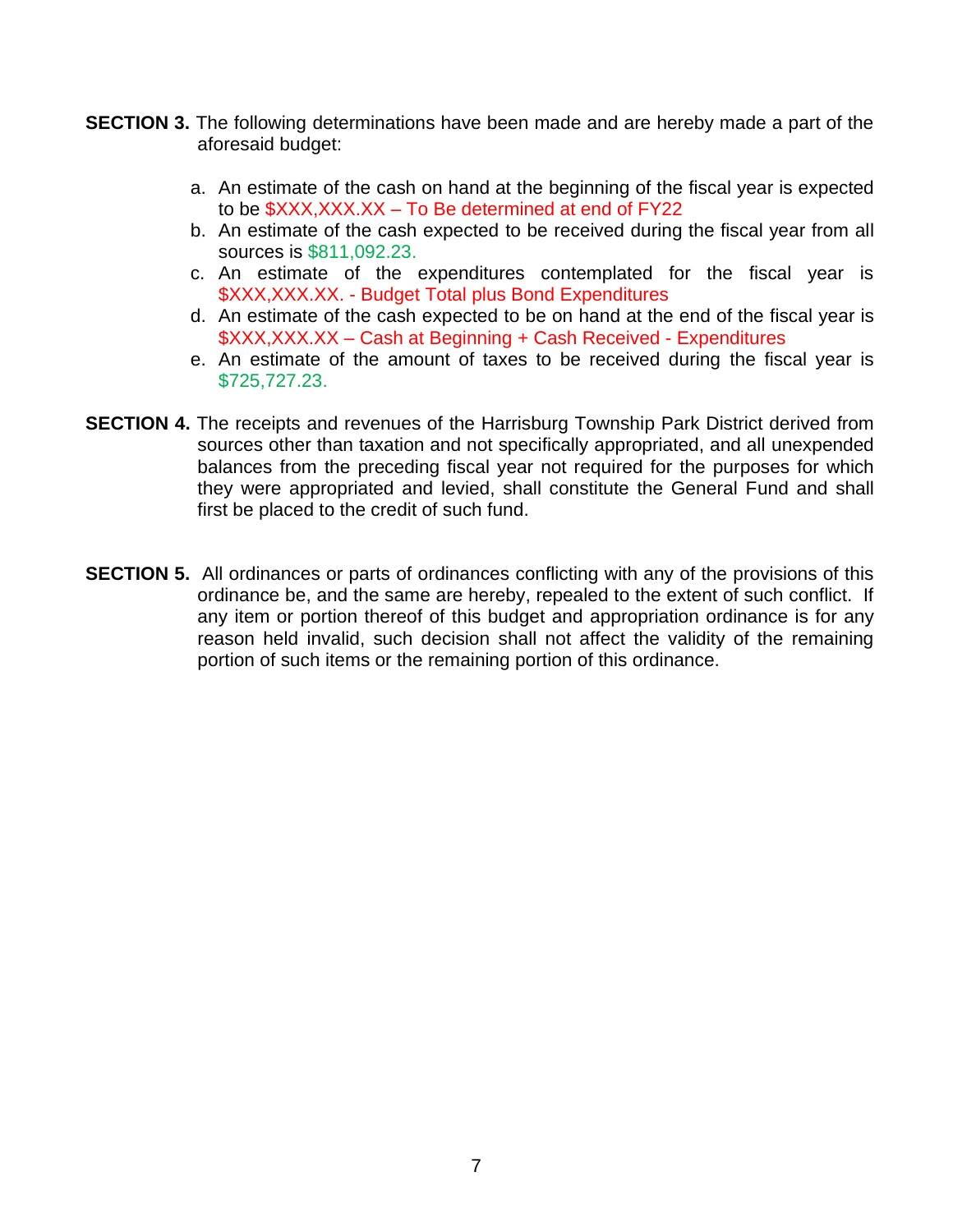**SECTION 3.** The following determinations have been made and are hereby made a part of the aforesaid budget:

a. An estimate of the cash on hand at the beginning of the fiscal year is expected to be $XXX,XXX.XX – To Be determined at end of FY22
b. An estimate of the cash expected to be received during the fiscal year from all sources is $811,092.23.
c. An estimate of the expenditures contemplated for the fiscal year is $XXX,XXX.XX. - Budget Total plus Bond Expenditures
d. An estimate of the cash expected to be on hand at the end of the fiscal year is $XXX,XXX.XX – Cash at Beginning + Cash Received - Expenditures
e. An estimate of the amount of taxes to be received during the fiscal year is $725,727.23.

**SECTION 4.** The receipts and revenues of the Harrisburg Township Park District derived from sources other than taxation and not specifically appropriated, and all unexpended balances from the preceding fiscal year not required for the purposes for which they were appropriated and levied, shall constitute the General Fund and shall first be placed to the credit of such fund.

**SECTION 5.** All ordinances or parts of ordinances conflicting with any of the provisions of this ordinance be, and the same are hereby, repealed to the extent of such conflict. If any item or portion thereof of this budget and appropriation ordinance is for any reason held invalid, such decision shall not affect the validity of the remaining portion of such items or the remaining portion of this ordinance.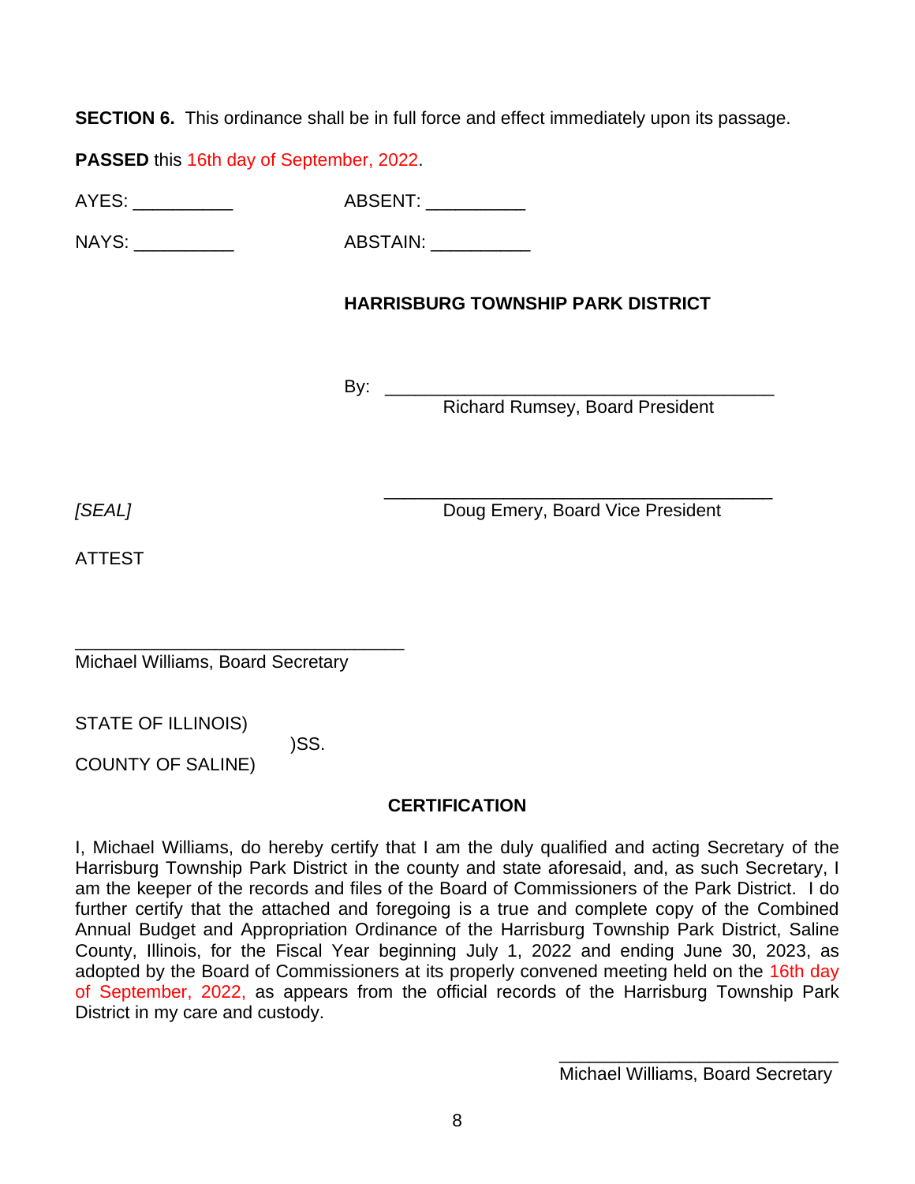**SECTION 6.** This ordinance shall be in full force and effect immediately upon its passage.

**PASSED** this 16th day of September, 2022.

AYES: __________ ABSENT: __________

NAYS: __________ ABSTAIN: __________

**HARRISBURG TOWNSHIP PARK DISTRICT**

By: ________________________________________
Richard Rumsey, Board President

________________________________________
Doug Emery, Board Vice President

*[SEAL]*

ATTEST

__________________________________
Michael Williams, Board Secretary

STATE OF ILLINOIS)
)SS.
COUNTY OF SALINE)

**CERTIFICATION**

I, Michael Williams, do hereby certify that I am the duly qualified and acting Secretary of the Harrisburg Township Park District in the county and state aforesaid, and, as such Secretary, I am the keeper of the records and files of the Board of Commissioners of the Park District. I do further certify that the attached and foregoing is a true and complete copy of the Combined Annual Budget and Appropriation Ordinance of the Harrisburg Township Park District, Saline County, Illinois, for the Fiscal Year beginning July 1, 2022 and ending June 30, 2023, as adopted by the Board of Commissioners at its properly convened meeting held on the 16th day of September, 2022, as appears from the official records of the Harrisburg Township Park District in my care and custody.

____________________________
Michael Williams, Board Secretary